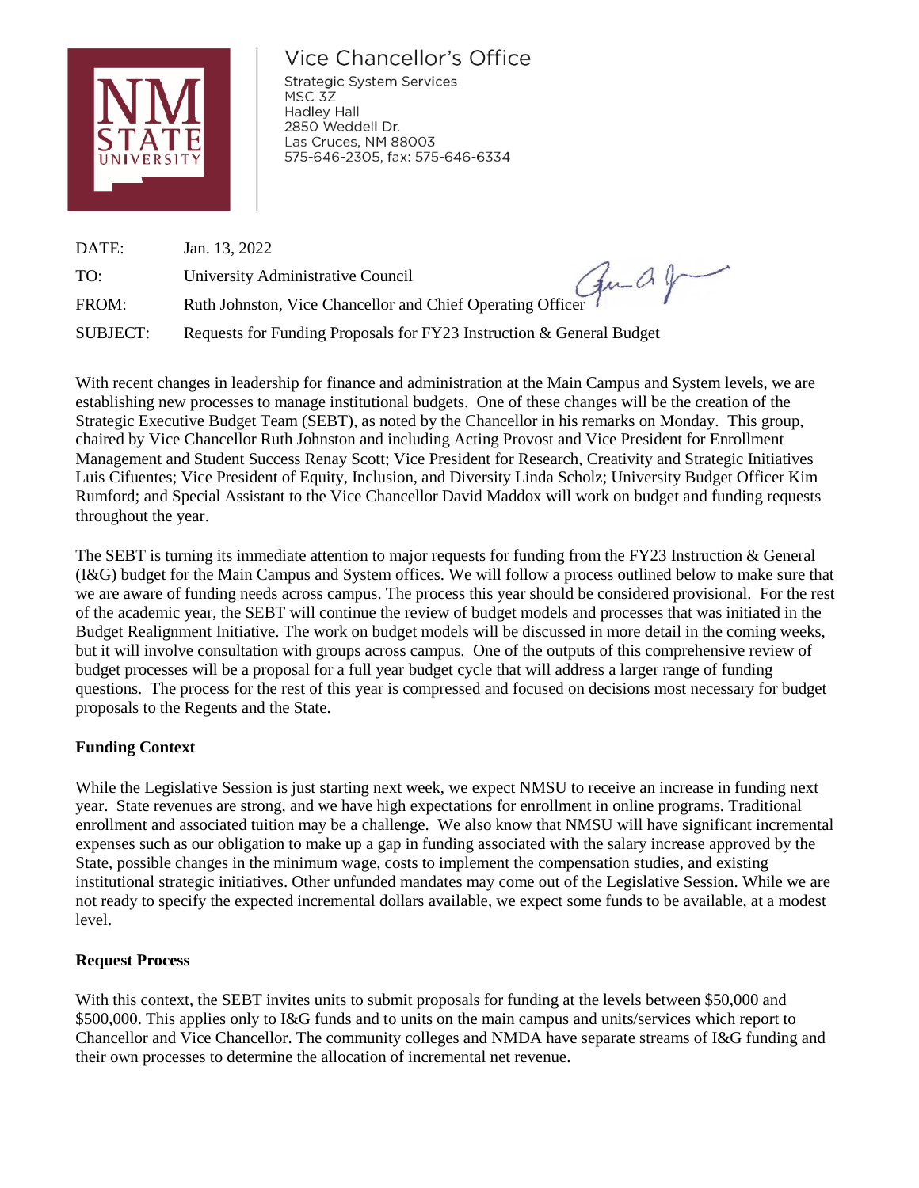# Vice Chancellor's Office

Strategic System Services
MSC 3Z
Hadley Hall
2850 Weddell Dr.
Las Cruces, NM 88003
575-646-2305, fax: 575-646-6334

DATE: Jan. 13, 2022

TO: University Administrative Council

FROM: Ruth Johnston, Vice Chancellor and Chief Operating Officer

SUBJECT: Requests for Funding Proposals for FY23 Instruction & General Budget

With recent changes in leadership for finance and administration at the Main Campus and System levels, we are establishing new processes to manage institutional budgets. One of these changes will be the creation of the Strategic Executive Budget Team (SEBT), as noted by the Chancellor in his remarks on Monday. This group, chaired by Vice Chancellor Ruth Johnston and including Acting Provost and Vice President for Enrollment Management and Student Success Renay Scott; Vice President for Research, Creativity and Strategic Initiatives Luis Cifuentes; Vice President of Equity, Inclusion, and Diversity Linda Scholz; University Budget Officer Kim Rumford; and Special Assistant to the Vice Chancellor David Maddox will work on budget and funding requests throughout the year.

The SEBT is turning its immediate attention to major requests for funding from the FY23 Instruction & General (I&G) budget for the Main Campus and System offices. We will follow a process outlined below to make sure that we are aware of funding needs across campus. The process this year should be considered provisional. For the rest of the academic year, the SEBT will continue the review of budget models and processes that was initiated in the Budget Realignment Initiative. The work on budget models will be discussed in more detail in the coming weeks, but it will involve consultation with groups across campus. One of the outputs of this comprehensive review of budget processes will be a proposal for a full year budget cycle that will address a larger range of funding questions. The process for the rest of this year is compressed and focused on decisions most necessary for budget proposals to the Regents and the State.

**Funding Context**

While the Legislative Session is just starting next week, we expect NMSU to receive an increase in funding next year. State revenues are strong, and we have high expectations for enrollment in online programs. Traditional enrollment and associated tuition may be a challenge. We also know that NMSU will have significant incremental expenses such as our obligation to make up a gap in funding associated with the salary increase approved by the State, possible changes in the minimum wage, costs to implement the compensation studies, and existing institutional strategic initiatives. Other unfunded mandates may come out of the Legislative Session. While we are not ready to specify the expected incremental dollars available, we expect some funds to be available, at a modest level.

**Request Process**

With this context, the SEBT invites units to submit proposals for funding at the levels between $50,000 and $500,000. This applies only to I&G funds and to units on the main campus and units/services which report to Chancellor and Vice Chancellor. The community colleges and NMDA have separate streams of I&G funding and their own processes to determine the allocation of incremental net revenue.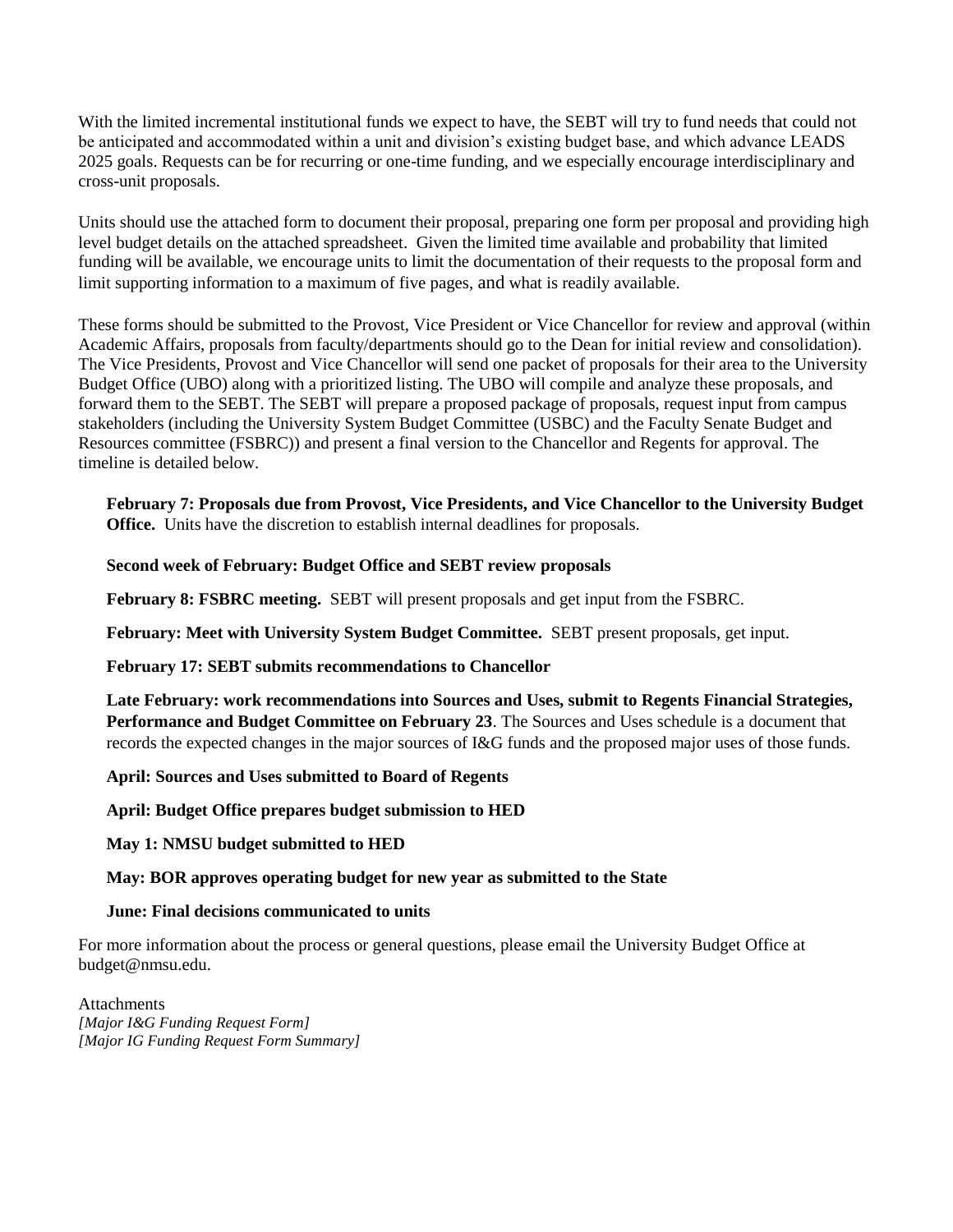With the limited incremental institutional funds we expect to have, the SEBT will try to fund needs that could not be anticipated and accommodated within a unit and division's existing budget base, and which advance LEADS 2025 goals. Requests can be for recurring or one-time funding, and we especially encourage interdisciplinary and cross-unit proposals.

Units should use the attached form to document their proposal, preparing one form per proposal and providing high level budget details on the attached spreadsheet. Given the limited time available and probability that limited funding will be available, we encourage units to limit the documentation of their requests to the proposal form and limit supporting information to a maximum of five pages, and what is readily available.

These forms should be submitted to the Provost, Vice President or Vice Chancellor for review and approval (within Academic Affairs, proposals from faculty/departments should go to the Dean for initial review and consolidation). The Vice Presidents, Provost and Vice Chancellor will send one packet of proposals for their area to the University Budget Office (UBO) along with a prioritized listing. The UBO will compile and analyze these proposals, and forward them to the SEBT. The SEBT will prepare a proposed package of proposals, request input from campus stakeholders (including the University System Budget Committee (USBC) and the Faculty Senate Budget and Resources committee (FSBRC)) and present a final version to the Chancellor and Regents for approval. The timeline is detailed below.

**February 7: Proposals due from Provost, Vice Presidents, and Vice Chancellor to the University Budget Office.** Units have the discretion to establish internal deadlines for proposals.

**Second week of February: Budget Office and SEBT review proposals**

**February 8: FSBRC meeting.** SEBT will present proposals and get input from the FSBRC.

**February: Meet with University System Budget Committee.** SEBT present proposals, get input.

**February 17: SEBT submits recommendations to Chancellor**

**Late February: work recommendations into Sources and Uses, submit to Regents Financial Strategies, Performance and Budget Committee on February 23**. The Sources and Uses schedule is a document that records the expected changes in the major sources of I&G funds and the proposed major uses of those funds.

**April: Sources and Uses submitted to Board of Regents**

**April: Budget Office prepares budget submission to HED**

**May 1: NMSU budget submitted to HED**

**May: BOR approves operating budget for new year as submitted to the State**

**June: Final decisions communicated to units**

For more information about the process or general questions, please email the University Budget Office at budget@nmsu.edu.

Attachments
*[Major I&G Funding Request Form]*
*[Major IG Funding Request Form Summary]*